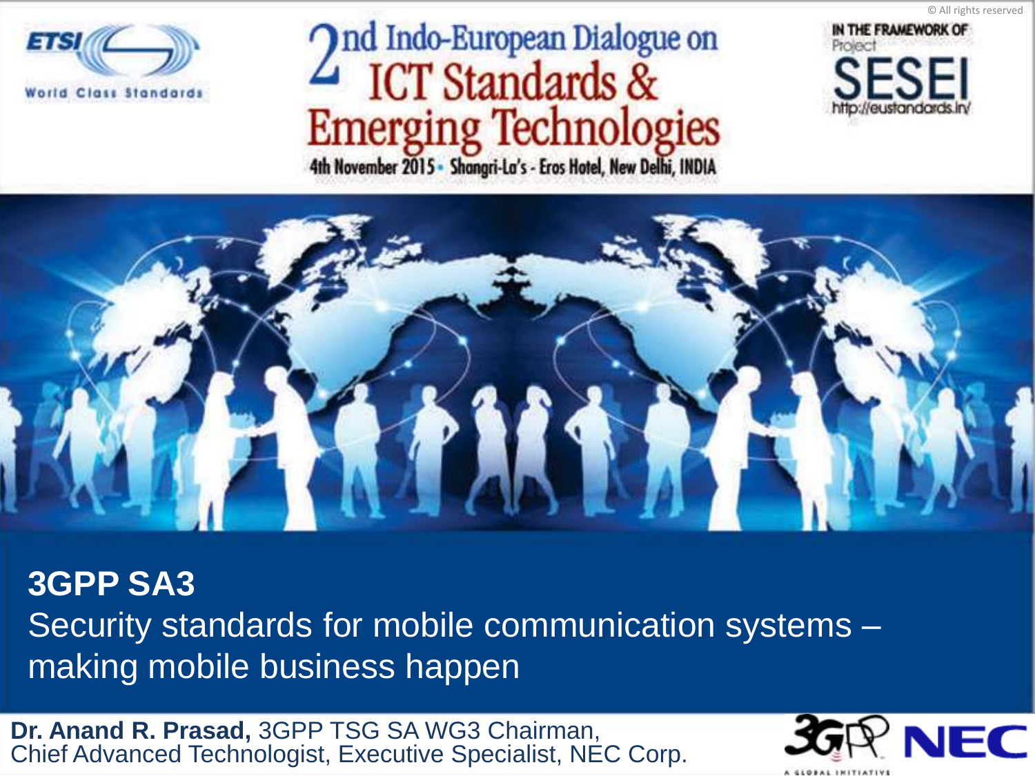© All rights reserved

ETSI World Class Standards

# 2nd Indo-European Dialogue on ICT Standards & Emerging Technologies

4th November 2015 • Shangri-La's - Eros Hotel, New Delhi, INDIA

IN THE FRAMEWORK OF Project SESEI http://eustandards.in/

## 3GPP SA3

Security standards for mobile communication systems – making mobile business happen

**Dr. Anand R. Prasad,** 3GPP TSG SA WG3 Chairman,
Chief Advanced Technologist, Executive Specialist, NEC Corp.

3GPP A GLOBAL INITIATIVE NEC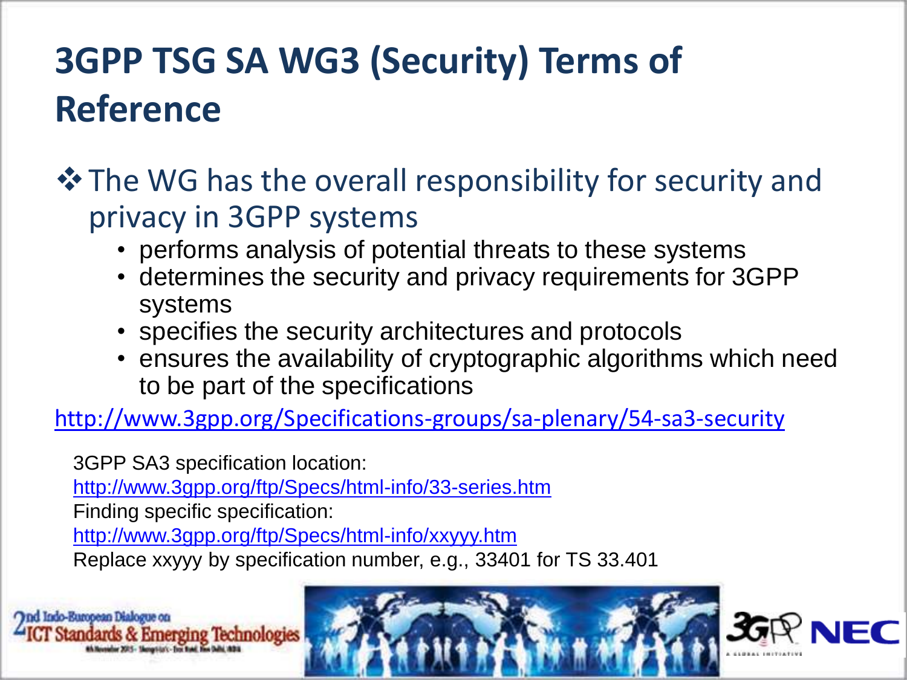# 3GPP TSG SA WG3 (Security) Terms of Reference

- The WG has the overall responsibility for security and privacy in 3GPP systems
  - performs analysis of potential threats to these systems
  - determines the security and privacy requirements for 3GPP systems
  - specifies the security architectures and protocols
  - ensures the availability of cryptographic algorithms which need to be part of the specifications

http://www.3gpp.org/Specifications-groups/sa-plenary/54-sa3-security

3GPP SA3 specification location:

http://www.3gpp.org/ftp/Specs/html-info/33-series.htm

Finding specific specification:

http://www.3gpp.org/ftp/Specs/html-info/xxyyy.htm

Replace xxyyy by specification number, e.g., 33401 for TS 33.401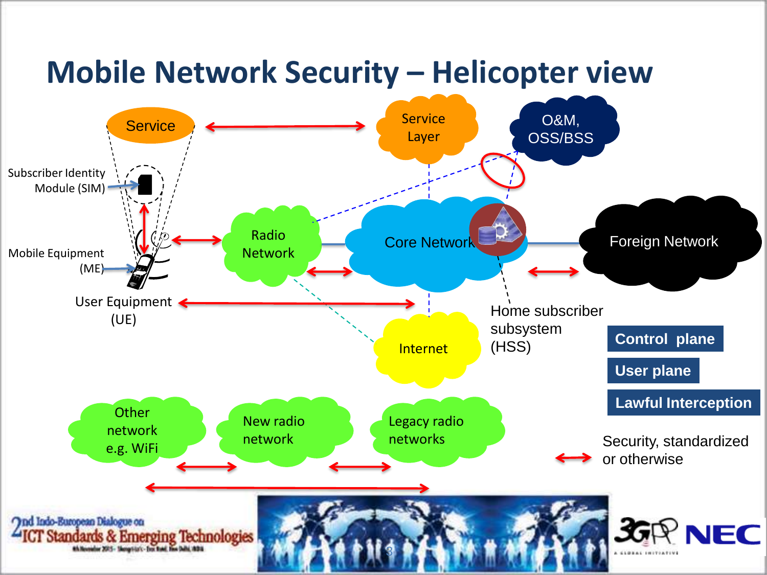# Mobile Network Security – Helicopter view

Service

Service Layer

O&M, OSS/BSS

Subscriber Identity Module (SIM)

Mobile Equipment (ME)

User Equipment (UE)

Radio Network

Core Network

Foreign Network

Home subscriber subsystem (HSS)

Internet

Control plane

User plane

Lawful Interception

Other network e.g. WiFi

New radio network

Legacy radio networks

Security, standardized or otherwise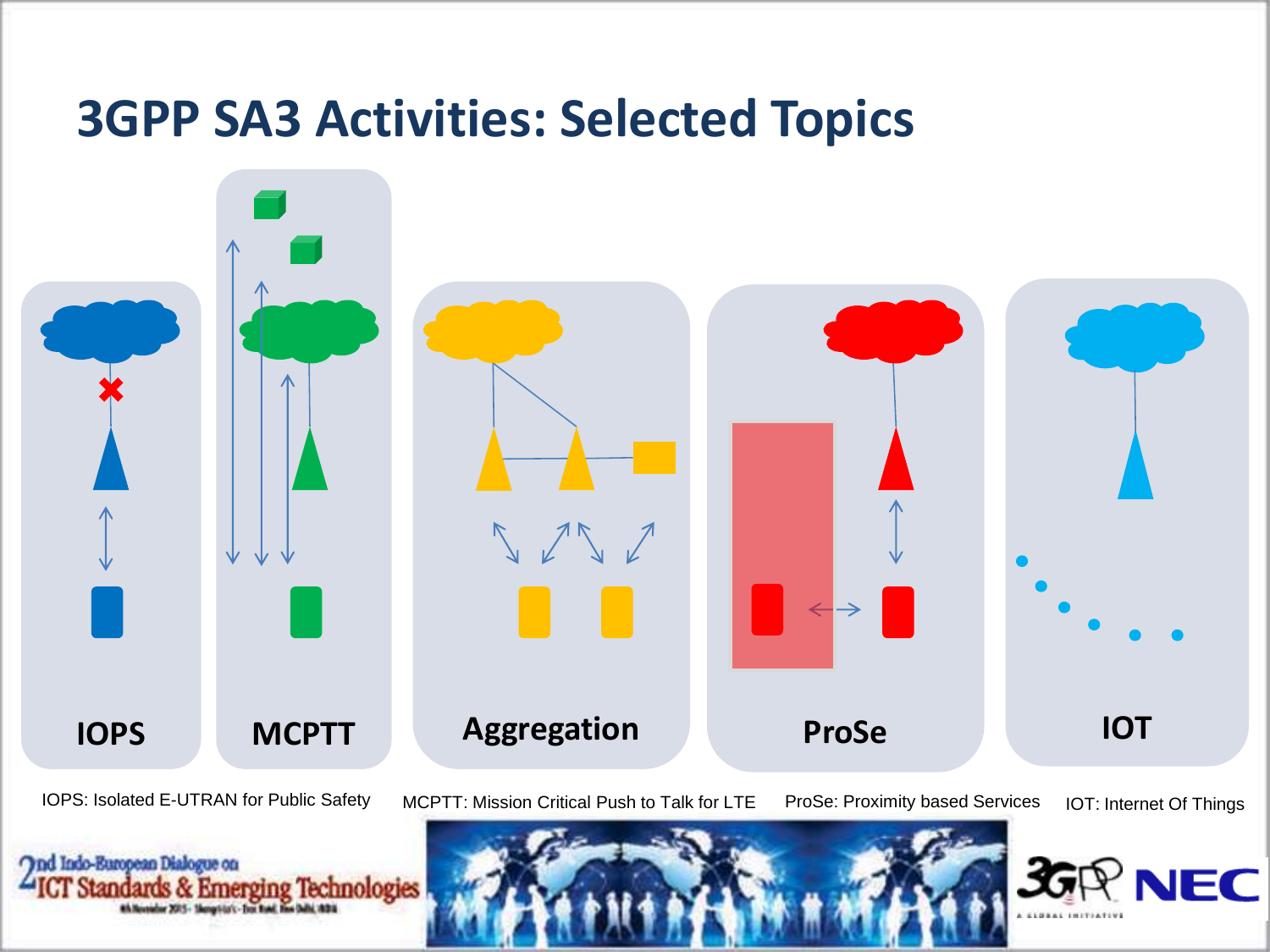# 3GPP SA3 Activities: Selected Topics

**IOPS** | **MCPTT** | **Aggregation** | **ProSe** | **IOT**

IOPS: Isolated E-UTRAN for Public Safety

MCPTT: Mission Critical Push to Talk for LTE

ProSe: Proximity based Services

IOT: Internet Of Things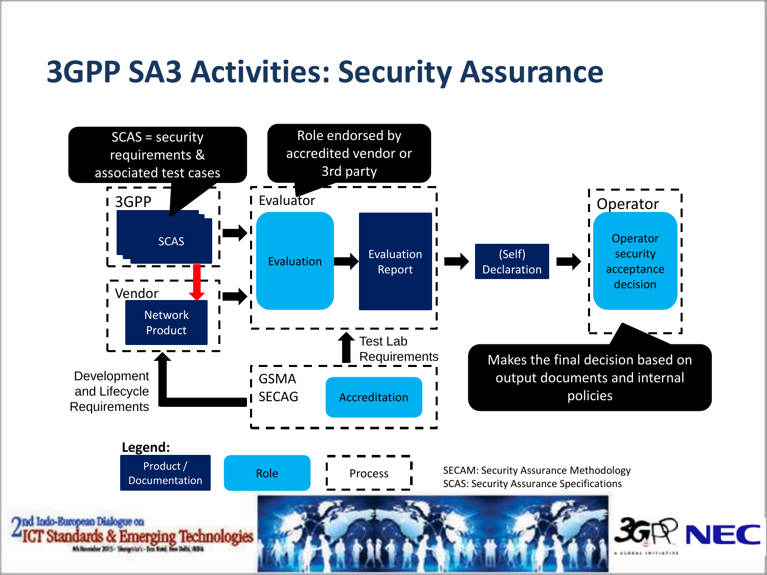# 3GPP SA3 Activities: Security Assurance

SCAS = security requirements & associated test cases

Role endorsed by accredited vendor or 3rd party

3GPP

SCAS

Vendor

Network Product

Evaluator

Evaluation

Evaluation Report

(Self) Declaration

Operator

Operator security acceptance decision

Makes the final decision based on output documents and internal policies

Test Lab Requirements

Development and Lifecycle Requirements

GSMA SECAG

Accreditation

**Legend:**

Product / Documentation

Role

Process

SECAM: Security Assurance Methodology

SCAS: Security Assurance Specifications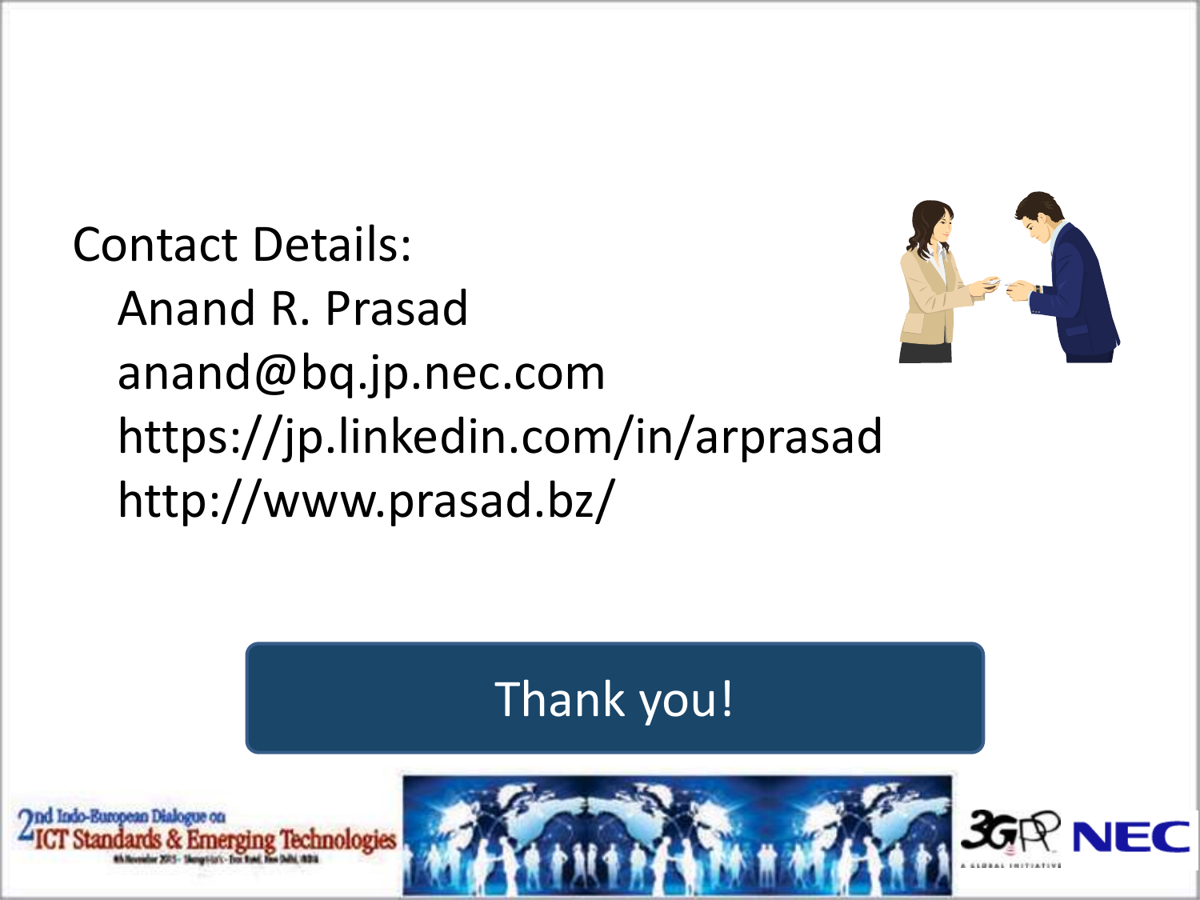Contact Details:

Anand R. Prasad
anand@bq.jp.nec.com
https://jp.linkedin.com/in/arprasad
http://www.prasad.bz/

Thank you!